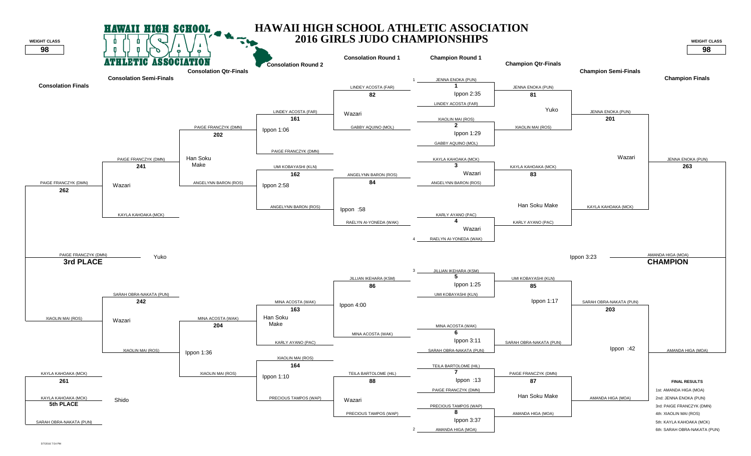# HAWAII HIGH SCHOOL ATHLETIC ASSOCIATION
## 2016 GIRLS JUDO CHAMPIONSHIPS

**WEIGHT CLASS: 98**

### Champion Round 1

| Match | Competitors | Result |
|---|---|---|
| 1 | JENNA ENOKA (PUN) vs LINDEY ACOSTA (FAR) | Ippon 2:35 |
| 2 | XIAOLIN MAI (ROS) vs GABBY AQUINO (MOL) | Ippon 1:29 |
| 3 | KAYLA KAHOAKA (MCK) vs ANGELYNN BARON (ROS) | Wazari |
| 4 | KARLY AYANO (PAC) vs RAELYN AI-YONEDA (WAK) | Wazari |
| 5 | JILLIAN IKEHARA (KSM) vs UMI KOBAYASHI (KLN) | Ippon 1:25 |
| 6 | MINA ACOSTA (WAK) vs SARAH OBRA-NAKATA (PUN) | Ippon 3:11 |
| 7 | TEILA BARTOLOME (HIL) vs PAIGE FRANCZYK (DMN) | Ippon :13 |
| 8 | PRECIOUS TAMPOS (WAP) vs AMANDA HIGA (MOA) | Ippon 3:37 |

### Champion Qtr-Finals

| Match | Competitors | Result |
|---|---|---|
| 81 | JENNA ENOKA (PUN) vs XIAOLIN MAI (ROS) | Yuko |
| 83 | KAYLA KAHOAKA (MCK) vs KARLY AYANO (PAC) | Han Soku Make |
| 85 | UMI KOBAYASHI (KLN) vs SARAH OBRA-NAKATA (PUN) | Ippon 1:17 |
| 87 | PAIGE FRANCZYK (DMN) vs AMANDA HIGA (MOA) | Han Soku Make |

### Champion Semi-Finals

| Match | Competitors | Result |
|---|---|---|
| 201 | JENNA ENOKA (PUN) vs KAYLA KAHOAKA (MCK) | Wazari |
| 203 | SARAH OBRA-NAKATA (PUN) vs AMANDA HIGA (MOA) | Ippon :42 |

### Champion Finals

| Match | Competitors | Result |
|---|---|---|
| 263 | JENNA ENOKA (PUN) vs AMANDA HIGA (MOA) | Ippon 3:23 |

**CHAMPION:** AMANDA HIGA (MOA)

### Consolation Round 1

| Match | Competitors | Result |
|---|---|---|
| 82 | LINDEY ACOSTA (FAR) vs GABBY AQUINO (MOL) | Wazari |
| 84 | ANGELYNN BARON (ROS) vs RAELYN AI-YONEDA (WAK) | Ippon :58 |
| 86 | JILLIAN IKEHARA (KSM) vs MINA ACOSTA (WAK) | Ippon 4:00 |
| 88 | TEILA BARTOLOME (HIL) vs PRECIOUS TAMPOS (WAP) | Wazari |

### Consolation Round 2

| Match | Competitors | Result |
|---|---|---|
| 161 | LINDEY ACOSTA (FAR) vs PAIGE FRANCZYK (DMN) | Ippon 1:06 |
| 162 | UMI KOBAYASHI (KLN) vs ANGELYNN BARON (ROS) | Ippon 2:58 |
| 163 | MINA ACOSTA (WAK) vs KARLY AYANO (PAC) | Han Soku Make |
| 164 | XIAOLIN MAI (ROS) vs PRECIOUS TAMPOS (WAP) | Ippon 1:10 |

### Consolation Qtr-Finals

| Match | Competitors | Result |
|---|---|---|
| 202 | PAIGE FRANCZYK (DMN) vs ANGELYNN BARON (ROS) | Han Soku Make |
| 204 | MINA ACOSTA (WAK) vs XIAOLIN MAI (ROS) | Ippon 1:36 |

### Consolation Semi-Finals

| Match | Competitors | Result |
|---|---|---|
| 241 | PAIGE FRANCZYK (DMN) vs KAYLA KAHOAKA (MCK) | Wazari |
| 242 | SARAH OBRA-NAKATA (PUN) vs XIAOLIN MAI (ROS) | Wazari |

### Consolation Finals

| Match | Competitors | Result |
|---|---|---|
| 262 | PAIGE FRANCZYK (DMN) vs XIAOLIN MAI (ROS) | Yuko |
| 261 | KAYLA KAHOAKA (MCK) vs SARAH OBRA-NAKATA (PUN) | Shido |

**3rd PLACE:** PAIGE FRANCZYK (DMN)

**5th PLACE:** KAYLA KAHOAKA (MCK)

### FINAL RESULTS

1st: AMANDA HIGA (MOA)
2nd: JENNA ENOKA (PUN)
3rd: PAIGE FRANCZYK (DMN)
4th: XIAOLIN MAI (ROS)
5th: KAYLA KAHOAKA (MCK)
6th: SARAH OBRA-NAKATA (PUN)

5/7/2016 7:54 PM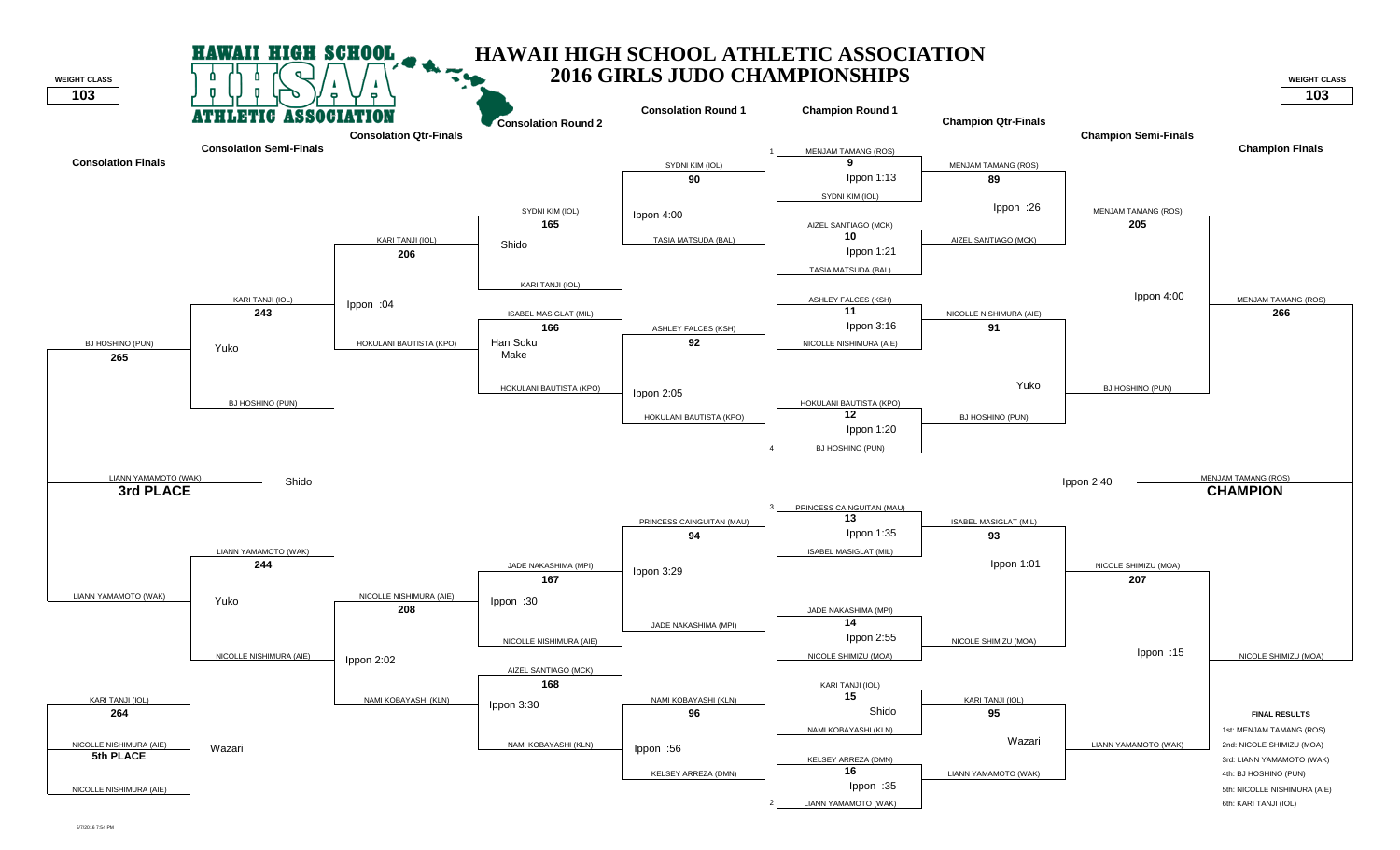# HAWAII HIGH SCHOOL ATHLETIC ASSOCIATION
## 2016 GIRLS JUDO CHAMPIONSHIPS

**WEIGHT CLASS: 103**

### Champion Round 1

| Bout | Competitor 1 | Competitor 2 | Result |
|---|---|---|---|
| 9 | 1 MENJAM TAMANG (ROS) | SYDNI KIM (IOL) | Ippon 1:13 |
| 10 | AIZEL SANTIAGO (MCK) | TASIA MATSUDA (BAL) | Ippon 1:21 |
| 11 | ASHLEY FALCES (KSH) | NICOLLE NISHIMURA (AIE) | Ippon 3:16 |
| 12 | HOKULANI BAUTISTA (KPO) | 4 BJ HOSHINO (PUN) | Ippon 1:20 |
| 13 | 3 PRINCESS CAINGUITAN (MAU) | ISABEL MASIGLAT (MIL) | Ippon 1:35 |
| 14 | JADE NAKASHIMA (MPI) | NICOLE SHIMIZU (MOA) | Ippon 2:55 |
| 15 | KARI TANJI (IOL) | NAMI KOBAYASHI (KLN) | Shido |
| 16 | KELSEY ARREZA (DMN) | 2 LIANN YAMAMOTO (WAK) | Ippon :35 |

### Champion Qtr-Finals

| Bout | Competitor 1 | Competitor 2 | Result |
|---|---|---|---|
| 89 | MENJAM TAMANG (ROS) | AIZEL SANTIAGO (MCK) | Ippon :26 |
| 91 | NICOLLE NISHIMURA (AIE) | BJ HOSHINO (PUN) | Yuko |
| 93 | ISABEL MASIGLAT (MIL) | NICOLE SHIMIZU (MOA) | Ippon 1:01 |
| 95 | KARI TANJI (IOL) | LIANN YAMAMOTO (WAK) | Wazari |

### Champion Semi-Finals

| Bout | Competitor 1 | Competitor 2 | Result |
|---|---|---|---|
| 205 | MENJAM TAMANG (ROS) | BJ HOSHINO (PUN) | Ippon 4:00 |
| 207 | NICOLE SHIMIZU (MOA) | LIANN YAMAMOTO (WAK) | Ippon :15 |

### Champion Finals

| Bout | Competitor 1 | Competitor 2 | Result |
|---|---|---|---|
| 266 | MENJAM TAMANG (ROS) | NICOLE SHIMIZU (MOA) | Ippon 2:40 |

**CHAMPION:** MENJAM TAMANG (ROS)

### Consolation Round 1

| Bout | Competitor 1 | Competitor 2 | Result |
|---|---|---|---|
| 90 | SYDNI KIM (IOL) | TASIA MATSUDA (BAL) | Ippon 4:00 |
| 92 | ASHLEY FALCES (KSH) | HOKULANI BAUTISTA (KPO) | Ippon 2:05 |
| 94 | PRINCESS CAINGUITAN (MAU) | JADE NAKASHIMA (MPI) | Ippon 3:29 |
| 96 | NAMI KOBAYASHI (KLN) | KELSEY ARREZA (DMN) | Ippon :56 |

### Consolation Round 2

| Bout | Competitor 1 | Competitor 2 | Result |
|---|---|---|---|
| 165 | SYDNI KIM (IOL) | KARI TANJI (IOL) | Shido |
| 166 | ISABEL MASIGLAT (MIL) | HOKULANI BAUTISTA (KPO) | Han Soku Make |
| 167 | JADE NAKASHIMA (MPI) | NICOLLE NISHIMURA (AIE) | Ippon :30 |
| 168 | AIZEL SANTIAGO (MCK) | NAMI KOBAYASHI (KLN) | Ippon 3:30 |

### Consolation Qtr-Finals

| Bout | Competitor 1 | Competitor 2 | Result |
|---|---|---|---|
| 206 | KARI TANJI (IOL) | HOKULANI BAUTISTA (KPO) | Ippon :04 |
| 208 | NICOLLE NISHIMURA (AIE) | NAMI KOBAYASHI (KLN) | Ippon 2:02 |

### Consolation Semi-Finals

| Bout | Competitor 1 | Competitor 2 | Result |
|---|---|---|---|
| 243 | KARI TANJI (IOL) | BJ HOSHINO (PUN) | Yuko |
| 244 | LIANN YAMAMOTO (WAK) | NICOLLE NISHIMURA (AIE) | Yuko |

### Consolation Finals

| Bout | Competitor 1 | Competitor 2 | Result |
|---|---|---|---|
| 265 | BJ HOSHINO (PUN) | LIANN YAMAMOTO (WAK) | Shido |
| 264 | KARI TANJI (IOL) | NICOLLE NISHIMURA (AIE) | Wazari |

**3rd PLACE:** LIANN YAMAMOTO (WAK)

**5th PLACE:** NICOLLE NISHIMURA (AIE)

### FINAL RESULTS

1st: MENJAM TAMANG (ROS)
2nd: NICOLE SHIMIZU (MOA)
3rd: LIANN YAMAMOTO (WAK)
4th: BJ HOSHINO (PUN)
5th: NICOLLE NISHIMURA (AIE)
6th: KARI TANJI (IOL)

5/7/2016 7:54 PM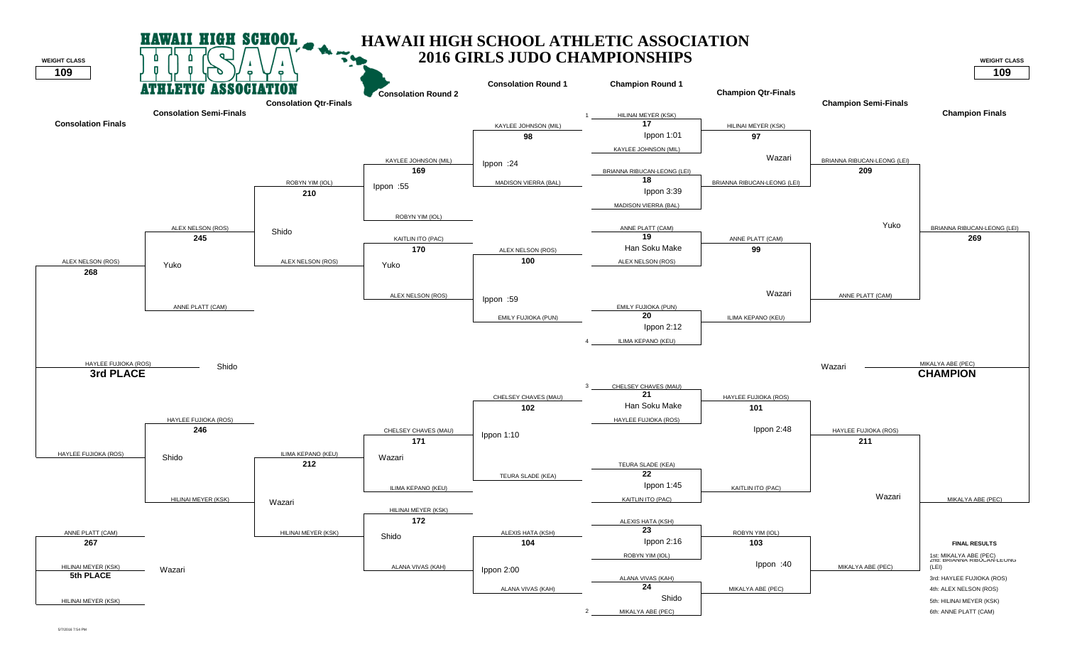# HAWAII HIGH SCHOOL ATHLETIC ASSOCIATION
## 2016 GIRLS JUDO CHAMPIONSHIPS

WEIGHT CLASS **109**

### Champion Round 1

| Match | Competitors | Result |
|---|---|---|
| 17 | (1) HILINAI MEYER (KSK) vs KAYLEE JOHNSON (MIL) | Ippon 1:01 |
| 18 | BRIANNA RIBUCAN-LEONG (LEI) vs MADISON VIERRA (BAL) | Ippon 3:39 |
| 19 | ANNE PLATT (CAM) vs ALEX NELSON (ROS) | Han Soku Make |
| 20 | EMILY FUJIOKA (PUN) vs (4) ILIMA KEPANO (KEU) | Ippon 2:12 |
| 21 | (3) CHELSEY CHAVES (MAU) vs HAYLEE FUJIOKA (ROS) | Han Soku Make |
| 22 | TEURA SLADE (KEA) vs KAITLIN ITO (PAC) | Ippon 1:45 |
| 23 | ALEXIS HATA (KSH) vs ROBYN YIM (IOL) | Ippon 2:16 |
| 24 | ALANA VIVAS (KAH) vs (2) MIKALYA ABE (PEC) | Shido |

### Champion Qtr-Finals

| Match | Competitors | Result |
|---|---|---|
| 97 | HILINAI MEYER (KSK) vs BRIANNA RIBUCAN-LEONG (LEI) | Wazari |
| 99 | ANNE PLATT (CAM) vs ILIMA KEPANO (KEU) | Wazari |
| 101 | HAYLEE FUJIOKA (ROS) vs KAITLIN ITO (PAC) | Ippon 2:48 |
| 103 | ROBYN YIM (IOL) vs MIKALYA ABE (PEC) | Ippon :40 |

### Champion Semi-Finals

| Match | Competitors | Result |
|---|---|---|
| 209 | BRIANNA RIBUCAN-LEONG (LEI) vs ANNE PLATT (CAM) | Yuko |
| 211 | HAYLEE FUJIOKA (ROS) vs MIKALYA ABE (PEC) | Wazari |

### Champion Finals

| Match | Competitors | Result |
|---|---|---|
| 269 | BRIANNA RIBUCAN-LEONG (LEI) vs MIKALYA ABE (PEC) | Wazari |

**CHAMPION:** MIKALYA ABE (PEC)

### Consolation Round 1

| Match | Competitors | Result |
|---|---|---|
| 98 | KAYLEE JOHNSON (MIL) vs MADISON VIERRA (BAL) | Ippon :24 |
| 100 | ALEX NELSON (ROS) vs EMILY FUJIOKA (PUN) | Ippon :59 |
| 102 | CHELSEY CHAVES (MAU) vs TEURA SLADE (KEA) | Ippon 1:10 |
| 104 | ALEXIS HATA (KSH) vs ALANA VIVAS (KAH) | Ippon 2:00 |

### Consolation Round 2

| Match | Competitors | Result |
|---|---|---|
| 169 | KAYLEE JOHNSON (MIL) vs ROBYN YIM (IOL) | Ippon :55 |
| 170 | KAITLIN ITO (PAC) vs ALEX NELSON (ROS) | Yuko |
| 171 | CHELSEY CHAVES (MAU) vs ILIMA KEPANO (KEU) | Wazari |
| 172 | HILINAI MEYER (KSK) vs ALANA VIVAS (KAH) | Shido |

### Consolation Qtr-Finals

| Match | Competitors | Result |
|---|---|---|
| 210 | ROBYN YIM (IOL) vs ALEX NELSON (ROS) | Shido |
| 212 | ILIMA KEPANO (KEU) vs HILINAI MEYER (KSK) | Wazari |

### Consolation Semi-Finals

| Match | Competitors | Result |
|---|---|---|
| 245 | ALEX NELSON (ROS) vs ANNE PLATT (CAM) | Yuko |
| 246 | HAYLEE FUJIOKA (ROS) vs HILINAI MEYER (KSK) | Shido |

### Consolation Finals

| Match | Competitors | Result |
|---|---|---|
| 268 | ALEX NELSON (ROS) vs HAYLEE FUJIOKA (ROS) | Shido |
| 267 | ANNE PLATT (CAM) vs HILINAI MEYER (KSK) | Wazari |

**3rd PLACE:** HAYLEE FUJIOKA (ROS)

**5th PLACE:** HILINAI MEYER (KSK)

### FINAL RESULTS

1st: MIKALYA ABE (PEC)
2nd: BRIANNA RIBUCAN-LEONG (LEI)
3rd: HAYLEE FUJIOKA (ROS)
4th: ALEX NELSON (ROS)
5th: HILINAI MEYER (KSK)
6th: ANNE PLATT (CAM)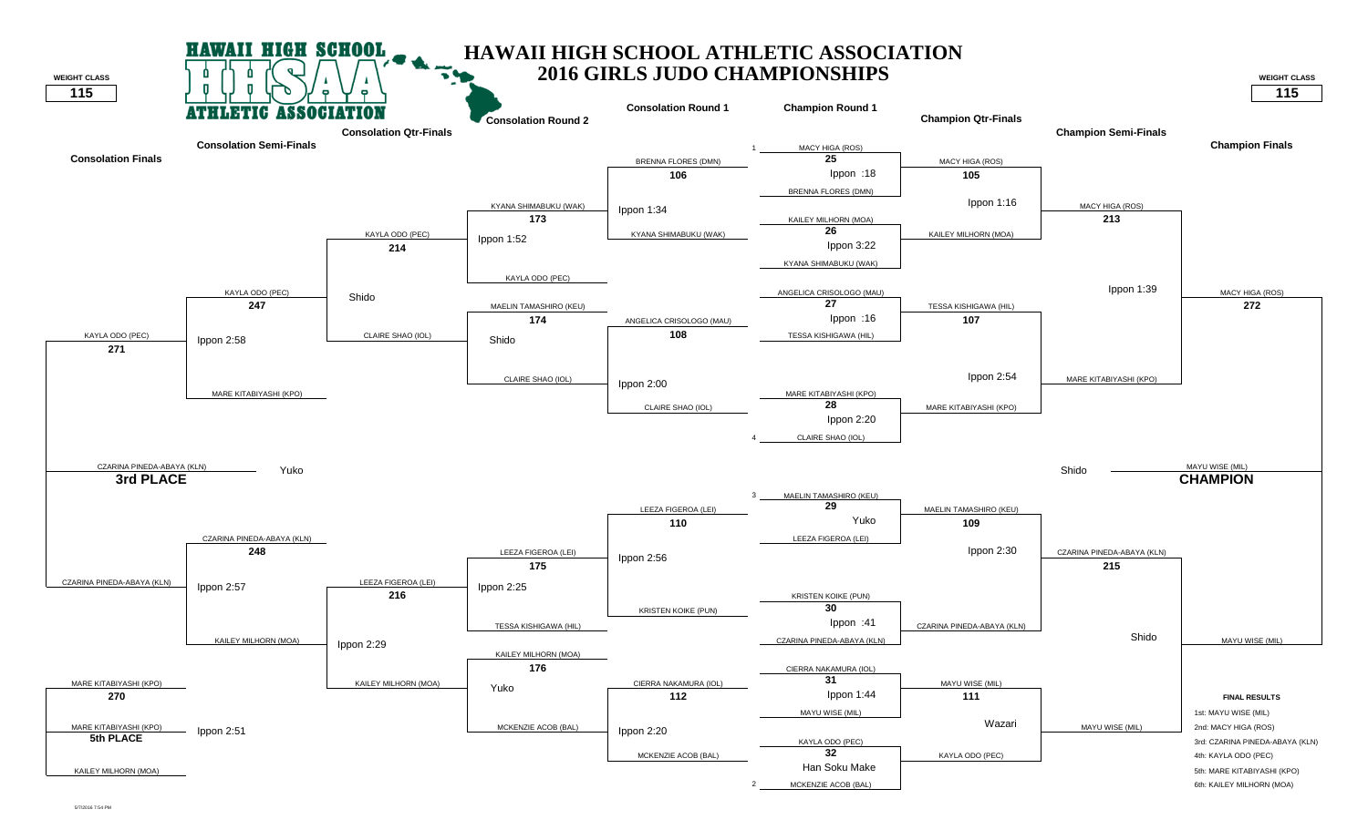# HAWAII HIGH SCHOOL ATHLETIC ASSOCIATION
## 2016 GIRLS JUDO CHAMPIONSHIPS

**WEIGHT CLASS 115**

### Champion Round 1

| Match | Competitor 1 | Competitor 2 | Result |
|---|---|---|---|
| 25 | 1 MACY HIGA (ROS) | BRENNA FLORES (DMN) | Ippon :18 |
| 26 | KAILEY MILHORN (MOA) | KYANA SHIMABUKU (WAK) | Ippon 3:22 |
| 27 | ANGELICA CRISOLOGO (MAU) | TESSA KISHIGAWA (HIL) | Ippon :16 |
| 28 | MARE KITABIYASHI (KPO) | 4 CLAIRE SHAO (IOL) | Ippon 2:20 |
| 29 | 3 MAELIN TAMASHIRO (KEU) | LEEZA FIGEROA (LEI) | Yuko |
| 30 | KRISTEN KOIKE (PUN) | CZARINA PINEDA-ABAYA (KLN) | Ippon :41 |
| 31 | CIERRA NAKAMURA (IOL) | MAYU WISE (MIL) | Ippon 1:44 |
| 32 | KAYLA ODO (PEC) | 2 MCKENZIE ACOB (BAL) | Han Soku Make |

### Champion Qtr-Finals

| Match | Competitor 1 | Competitor 2 | Result |
|---|---|---|---|
| 105 | MACY HIGA (ROS) | KAILEY MILHORN (MOA) | Ippon 1:16 |
| 107 | TESSA KISHIGAWA (HIL) | MARE KITABIYASHI (KPO) | Ippon 2:54 |
| 109 | MAELIN TAMASHIRO (KEU) | CZARINA PINEDA-ABAYA (KLN) | Ippon 2:30 |
| 111 | MAYU WISE (MIL) | KAYLA ODO (PEC) | Wazari |

### Champion Semi-Finals

| Match | Competitor 1 | Competitor 2 | Result |
|---|---|---|---|
| 213 | MACY HIGA (ROS) | MARE KITABIYASHI (KPO) | Ippon 1:39 |
| 215 | CZARINA PINEDA-ABAYA (KLN) | MAYU WISE (MIL) | Shido |

### Champion Finals

| Match | Competitor 1 | Competitor 2 | Result |
|---|---|---|---|
| 272 | MACY HIGA (ROS) | MAYU WISE (MIL) | Shido |

**CHAMPION:** MAYU WISE (MIL)

### Consolation Round 1

| Match | Competitor 1 | Competitor 2 | Result |
|---|---|---|---|
| 106 | BRENNA FLORES (DMN) | KYANA SHIMABUKU (WAK) | Ippon 1:34 |
| 108 | ANGELICA CRISOLOGO (MAU) | CLAIRE SHAO (IOL) | Ippon 2:00 |
| 110 | LEEZA FIGEROA (LEI) | KRISTEN KOIKE (PUN) | Ippon 2:56 |
| 112 | CIERRA NAKAMURA (IOL) | MCKENZIE ACOB (BAL) | Ippon 2:20 |

### Consolation Round 2

| Match | Competitor 1 | Competitor 2 | Result |
|---|---|---|---|
| 173 | KYANA SHIMABUKU (WAK) | KAYLA ODO (PEC) | Ippon 1:52 |
| 174 | MAELIN TAMASHIRO (KEU) | CLAIRE SHAO (IOL) | Shido |
| 175 | LEEZA FIGEROA (LEI) | TESSA KISHIGAWA (HIL) | Ippon 2:25 |
| 176 | KAILEY MILHORN (MOA) | MCKENZIE ACOB (BAL) | Yuko |

### Consolation Qtr-Finals

| Match | Competitor 1 | Competitor 2 | Result |
|---|---|---|---|
| 214 | KAYLA ODO (PEC) | CLAIRE SHAO (IOL) | Shido |
| 216 | LEEZA FIGEROA (LEI) | KAILEY MILHORN (MOA) | Ippon 2:29 |

### Consolation Semi-Finals

| Match | Competitor 1 | Competitor 2 | Result |
|---|---|---|---|
| 247 | KAYLA ODO (PEC) | MARE KITABIYASHI (KPO) | Ippon 2:58 |
| 248 | CZARINA PINEDA-ABAYA (KLN) | KAILEY MILHORN (MOA) | Ippon 2:57 |

### Consolation Finals

| Match | Competitor 1 | Competitor 2 | Result |
|---|---|---|---|
| 271 | KAYLA ODO (PEC) | CZARINA PINEDA-ABAYA (KLN) | Yuko |
| 270 | MARE KITABIYASHI (KPO) | KAILEY MILHORN (MOA) | Ippon 2:51 |

**3rd PLACE:** CZARINA PINEDA-ABAYA (KLN)

**5th PLACE:** MARE KITABIYASHI (KPO)

### FINAL RESULTS

1st: MAYU WISE (MIL)
2nd: MACY HIGA (ROS)
3rd: CZARINA PINEDA-ABAYA (KLN)
4th: KAYLA ODO (PEC)
5th: MARE KITABIYASHI (KPO)
6th: KAILEY MILHORN (MOA)

5/7/2016 7:54 PM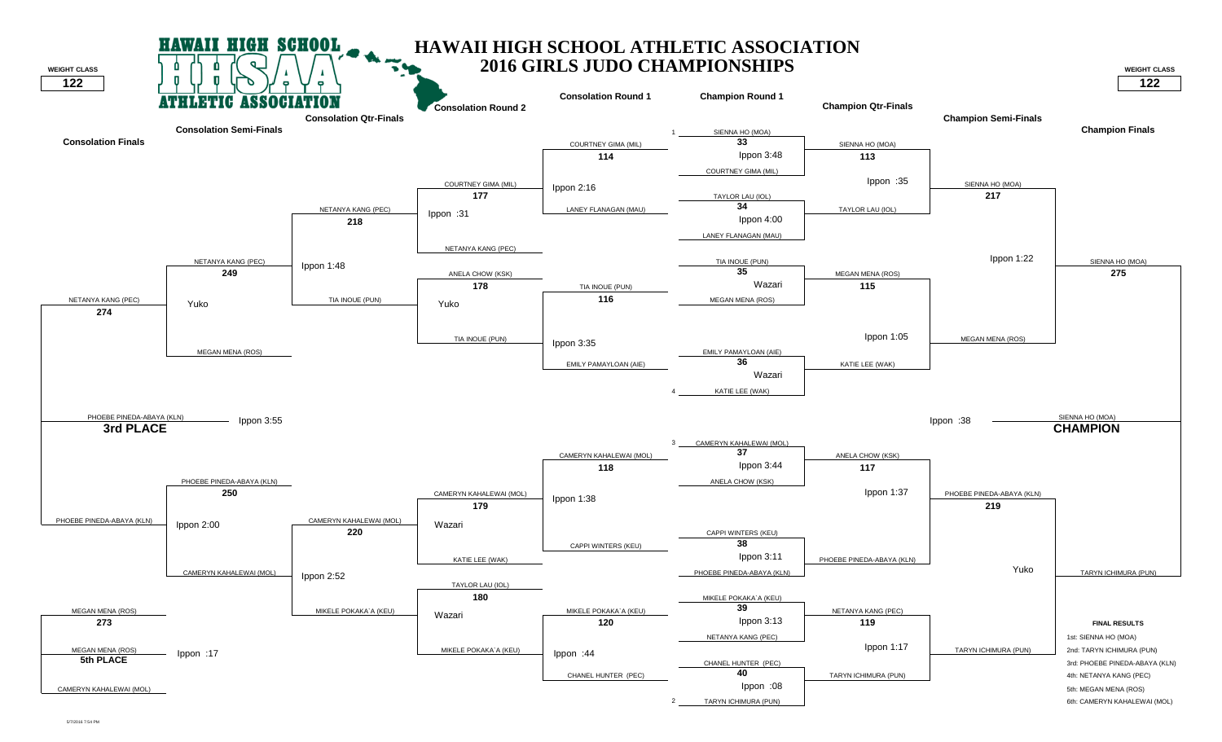# HAWAII HIGH SCHOOL ATHLETIC ASSOCIATION
## 2016 GIRLS JUDO CHAMPIONSHIPS

**WEIGHT CLASS: 122**

### Champion Round 1

| Bout | Competitor 1 | Competitor 2 | Result |
|---|---|---|---|
| 33 | SIENNA HO (MOA) (1) | COURTNEY GIMA (MIL) | Ippon 3:48 |
| 34 | TAYLOR LAU (IOL) | LANEY FLANAGAN (MAU) | Ippon 4:00 |
| 35 | TIA INOUE (PUN) | MEGAN MENA (ROS) | Wazari |
| 36 | EMILY PAMAYLOAN (AIE) | KATIE LEE (WAK) (4) | Wazari |
| 37 | CAMERYN KAHALEWAI (MOL) (3) | ANELA CHOW (KSK) | Ippon 3:44 |
| 38 | CAPPI WINTERS (KEU) | PHOEBE PINEDA-ABAYA (KLN) | Ippon 3:11 |
| 39 | MIKELE POKAKA`A (KEU) | NETANYA KANG (PEC) | Ippon 3:13 |
| 40 | CHANEL HUNTER (PEC) | TARYN ICHIMURA (PUN) (2) | Ippon :08 |

### Champion Qtr-Finals

| Bout | Competitor 1 | Competitor 2 | Result |
|---|---|---|---|
| 113 | SIENNA HO (MOA) | TAYLOR LAU (IOL) | Ippon :35 |
| 115 | MEGAN MENA (ROS) | KATIE LEE (WAK) | Ippon 1:05 |
| 117 | ANELA CHOW (KSK) | PHOEBE PINEDA-ABAYA (KLN) | Ippon 1:37 |
| 119 | NETANYA KANG (PEC) | TARYN ICHIMURA (PUN) | Ippon 1:17 |

### Champion Semi-Finals

| Bout | Competitor 1 | Competitor 2 | Result |
|---|---|---|---|
| 217 | SIENNA HO (MOA) | MEGAN MENA (ROS) | Ippon 1:22 |
| 219 | PHOEBE PINEDA-ABAYA (KLN) | TARYN ICHIMURA (PUN) | Yuko |

### Champion Finals

| Bout | Competitor 1 | Competitor 2 | Result |
|---|---|---|---|
| 275 | SIENNA HO (MOA) | TARYN ICHIMURA (PUN) | Ippon :38 |

**CHAMPION:** SIENNA HO (MOA)

### Consolation Round 1

| Bout | Competitor 1 | Competitor 2 | Result |
|---|---|---|---|
| 114 | COURTNEY GIMA (MIL) | LANEY FLANAGAN (MAU) | Ippon 2:16 |
| 116 | TIA INOUE (PUN) | EMILY PAMAYLOAN (AIE) | Ippon 3:35 |
| 118 | CAMERYN KAHALEWAI (MOL) | CAPPI WINTERS (KEU) | Ippon 1:38 |
| 120 | MIKELE POKAKA`A (KEU) | CHANEL HUNTER (PEC) | Ippon :44 |

### Consolation Round 2

| Bout | Competitor 1 | Competitor 2 | Result |
|---|---|---|---|
| 177 | COURTNEY GIMA (MIL) | NETANYA KANG (PEC) | Ippon :31 |
| 178 | ANELA CHOW (KSK) | TIA INOUE (PUN) | Yuko |
| 179 | CAMERYN KAHALEWAI (MOL) | KATIE LEE (WAK) | Wazari |
| 180 | TAYLOR LAU (IOL) | MIKELE POKAKA`A (KEU) | Wazari |

### Consolation Qtr-Finals

| Bout | Competitor 1 | Competitor 2 | Result |
|---|---|---|---|
| 218 | NETANYA KANG (PEC) | TIA INOUE (PUN) | Ippon 1:48 |
| 220 | CAMERYN KAHALEWAI (MOL) | MIKELE POKAKA`A (KEU) | Ippon 2:52 |

### Consolation Semi-Finals

| Bout | Competitor 1 | Competitor 2 | Result |
|---|---|---|---|
| 249 | NETANYA KANG (PEC) | MEGAN MENA (ROS) | Yuko |
| 250 | PHOEBE PINEDA-ABAYA (KLN) | CAMERYN KAHALEWAI (MOL) | Ippon 2:00 |

### Consolation Finals

| Bout | Competitor 1 | Competitor 2 | Result |
|---|---|---|---|
| 274 | NETANYA KANG (PEC) | PHOEBE PINEDA-ABAYA (KLN) | Ippon 3:55 |
| 273 | MEGAN MENA (ROS) | CAMERYN KAHALEWAI (MOL) | Ippon :17 |

**3rd PLACE:** PHOEBE PINEDA-ABAYA (KLN)

**5th PLACE:** MEGAN MENA (ROS)

### FINAL RESULTS

1st: SIENNA HO (MOA)
2nd: TARYN ICHIMURA (PUN)
3rd: PHOEBE PINEDA-ABAYA (KLN)
4th: NETANYA KANG (PEC)
5th: MEGAN MENA (ROS)
6th: CAMERYN KAHALEWAI (MOL)

5/7/2016 7:54 PM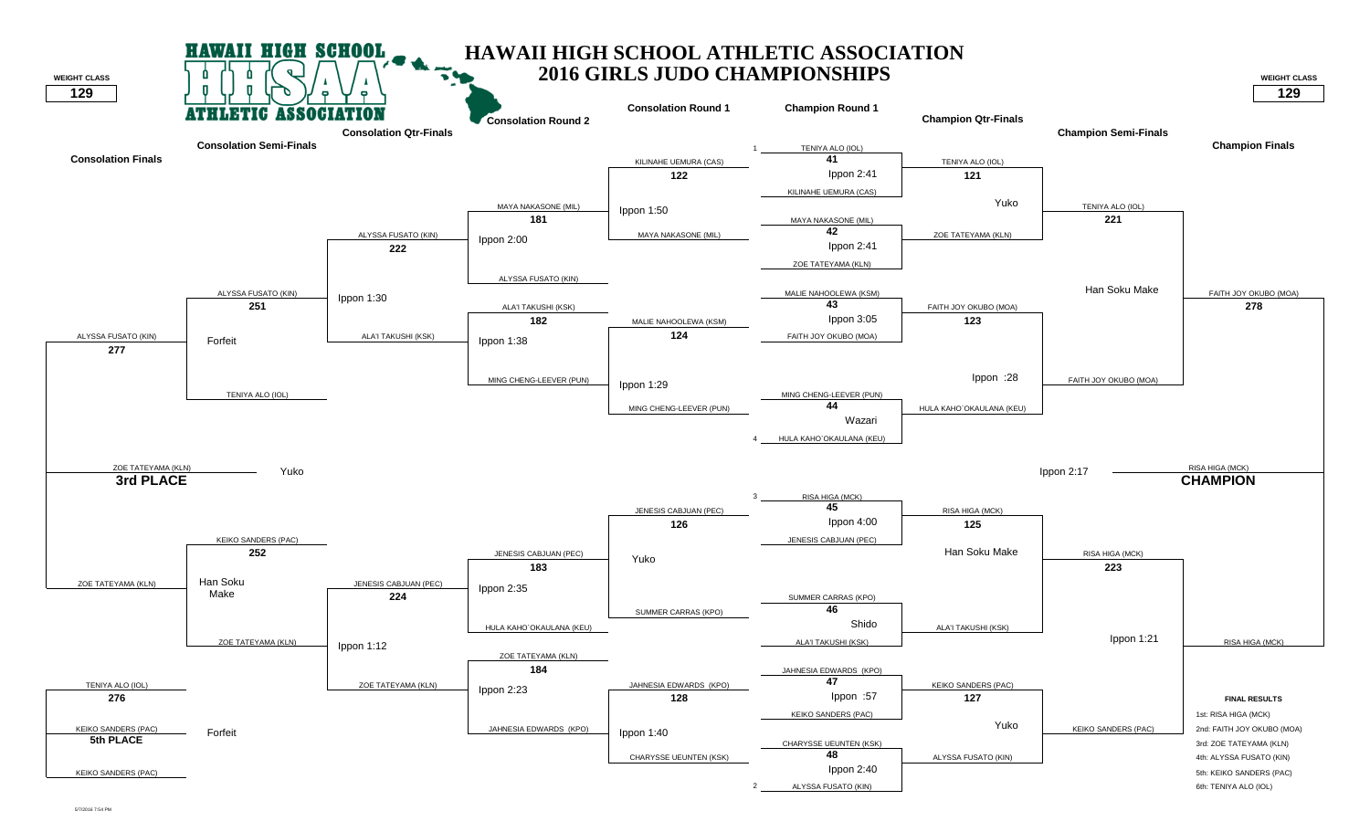# HAWAII HIGH SCHOOL ATHLETIC ASSOCIATION
## 2016 GIRLS JUDO CHAMPIONSHIPS

WEIGHT CLASS **129**

### Champion Round 1

| Match | Competitor 1 | Competitor 2 | Winner | Result |
|---|---|---|---|---|
| 41 | TENIYA ALO (IOL) (1) | KILINAHE UEMURA (CAS) | TENIYA ALO (IOL) | Ippon 2:41 |
| 42 | MAYA NAKASONE (MIL) | ZOE TATEYAMA (KLN) | ZOE TATEYAMA (KLN) | Ippon 2:41 |
| 43 | MALIE NAHOOLEWA (KSM) | FAITH JOY OKUBO (MOA) | FAITH JOY OKUBO (MOA) | Ippon 3:05 |
| 44 | MING CHENG-LEEVER (PUN) | HULA KAHO`OKAULANA (KEU) (4) | HULA KAHO`OKAULANA (KEU) | Wazari |
| 45 | RISA HIGA (MCK) (3) | JENESIS CABJUAN (PEC) | RISA HIGA (MCK) | Ippon 4:00 |
| 46 | SUMMER CARRAS (KPO) | ALA'I TAKUSHI (KSK) | ALA'I TAKUSHI (KSK) | Shido |
| 47 | JAHNESIA EDWARDS (KPO) | KEIKO SANDERS (PAC) | KEIKO SANDERS (PAC) | Ippon :57 |
| 48 | CHARYSSE UEUNTEN (KSK) | ALYSSA FUSATO (KIN) (2) | ALYSSA FUSATO (KIN) | Ippon 2:40 |

### Champion Qtr-Finals

| Match | Competitor 1 | Competitor 2 | Winner | Result |
|---|---|---|---|---|
| 121 | TENIYA ALO (IOL) | ZOE TATEYAMA (KLN) | TENIYA ALO (IOL) | Yuko |
| 123 | FAITH JOY OKUBO (MOA) | HULA KAHO`OKAULANA (KEU) | FAITH JOY OKUBO (MOA) | Ippon :28 |
| 125 | RISA HIGA (MCK) | ALA'I TAKUSHI (KSK) | RISA HIGA (MCK) | Han Soku Make |
| 127 | KEIKO SANDERS (PAC) | ALYSSA FUSATO (KIN) | KEIKO SANDERS (PAC) | Yuko |

### Champion Semi-Finals

| Match | Competitor 1 | Competitor 2 | Winner | Result |
|---|---|---|---|---|
| 221 | TENIYA ALO (IOL) | FAITH JOY OKUBO (MOA) | FAITH JOY OKUBO (MOA) | Han Soku Make |
| 223 | RISA HIGA (MCK) | KEIKO SANDERS (PAC) | RISA HIGA (MCK) | Ippon 1:21 |

### Champion Finals

| Match | Competitor 1 | Competitor 2 | Winner | Result |
|---|---|---|---|---|
| 278 | FAITH JOY OKUBO (MOA) | RISA HIGA (MCK) | RISA HIGA (MCK) — **CHAMPION** | Ippon 2:17 |

### Consolation Round 1

| Match | Competitor 1 | Competitor 2 | Winner | Result |
|---|---|---|---|---|
| 122 | KILINAHE UEMURA (CAS) | MAYA NAKASONE (MIL) | MAYA NAKASONE (MIL) | Ippon 1:50 |
| 124 | MALIE NAHOOLEWA (KSM) | MING CHENG-LEEVER (PUN) | MING CHENG-LEEVER (PUN) | Ippon 1:29 |
| 126 | JENESIS CABJUAN (PEC) | SUMMER CARRAS (KPO) | JENESIS CABJUAN (PEC) | Yuko |
| 128 | JAHNESIA EDWARDS (KPO) | CHARYSSE UEUNTEN (KSK) | JAHNESIA EDWARDS (KPO) | Ippon 1:40 |

### Consolation Round 2

| Match | Competitor 1 | Competitor 2 | Winner | Result |
|---|---|---|---|---|
| 181 | MAYA NAKASONE (MIL) | ALYSSA FUSATO (KIN) | ALYSSA FUSATO (KIN) | Ippon 2:00 |
| 182 | ALA'I TAKUSHI (KSK) | MING CHENG-LEEVER (PUN) | ALA'I TAKUSHI (KSK) | Ippon 1:38 |
| 183 | JENESIS CABJUAN (PEC) | HULA KAHO`OKAULANA (KEU) | JENESIS CABJUAN (PEC) | Ippon 2:35 |
| 184 | ZOE TATEYAMA (KLN) | JAHNESIA EDWARDS (KPO) | ZOE TATEYAMA (KLN) | Ippon 2:23 |

### Consolation Qtr-Finals

| Match | Competitor 1 | Competitor 2 | Winner | Result |
|---|---|---|---|---|
| 222 | ALYSSA FUSATO (KIN) | ALA'I TAKUSHI (KSK) | ALYSSA FUSATO (KIN) | Ippon 1:30 |
| 224 | JENESIS CABJUAN (PEC) | ZOE TATEYAMA (KLN) | ZOE TATEYAMA (KLN) | Ippon 1:12 |

### Consolation Semi-Finals

| Match | Competitor 1 | Competitor 2 | Winner | Result |
|---|---|---|---|---|
| 251 | ALYSSA FUSATO (KIN) | TENIYA ALO (IOL) | ALYSSA FUSATO (KIN) | Forfeit |
| 252 | KEIKO SANDERS (PAC) | ZOE TATEYAMA (KLN) | ZOE TATEYAMA (KLN) | Han Soku Make |

### Consolation Finals

| Match | Competitor 1 | Competitor 2 | Winner | Result |
|---|---|---|---|---|
| 277 | ALYSSA FUSATO (KIN) | ZOE TATEYAMA (KLN) | ZOE TATEYAMA (KLN) — **3rd PLACE** | Yuko |
| 276 | TENIYA ALO (IOL) | KEIKO SANDERS (PAC) | KEIKO SANDERS (PAC) — **5th PLACE** | Forfeit |

### FINAL RESULTS

1st: RISA HIGA (MCK)
2nd: FAITH JOY OKUBO (MOA)
3rd: ZOE TATEYAMA (KLN)
4th: ALYSSA FUSATO (KIN)
5th: KEIKO SANDERS (PAC)
6th: TENIYA ALO (IOL)

5/7/2016 7:54 PM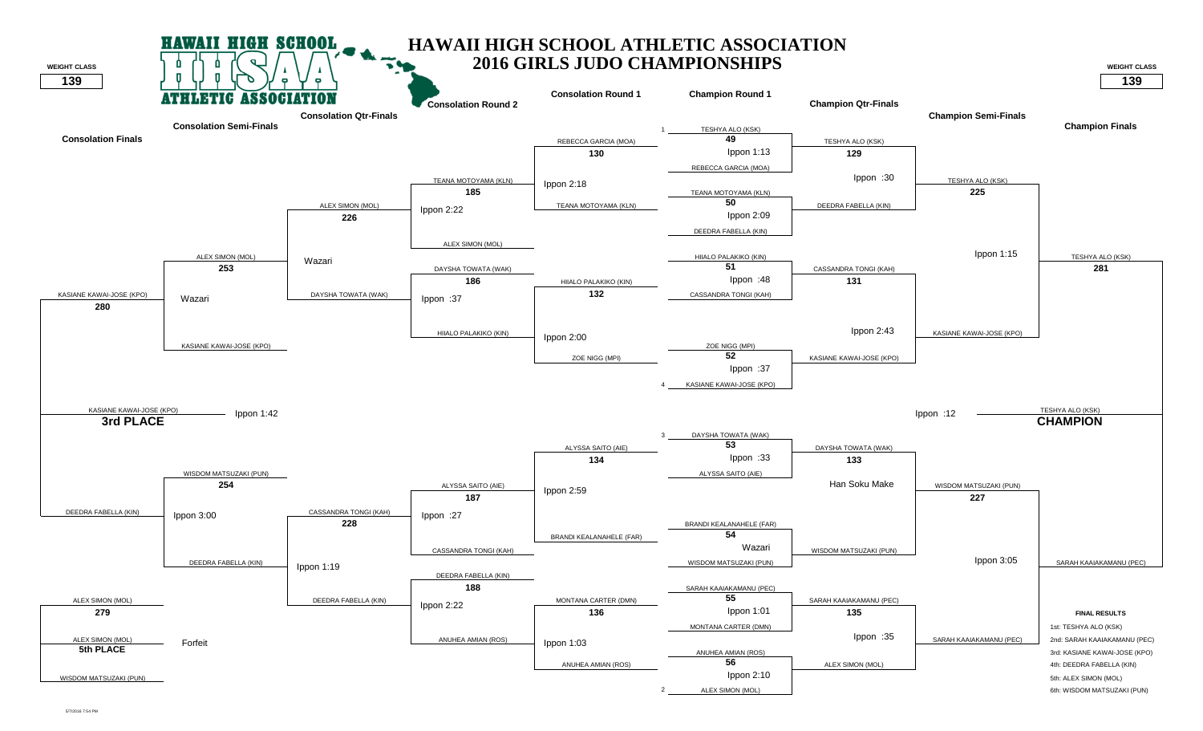# HAWAII HIGH SCHOOL ATHLETIC ASSOCIATION
## 2016 GIRLS JUDO CHAMPIONSHIPS

**WEIGHT CLASS: 139**

### Champion Round 1

| Match | Competitor 1 | Competitor 2 | Result |
|---|---|---|---|
| 49 | 1 TESHYA ALO (KSK) | REBECCA GARCIA (MOA) | Ippon 1:13 |
| 50 | TEANA MOTOYAMA (KLN) | DEEDRA FABELLA (KIN) | Ippon 2:09 |
| 51 | HIIALO PALAKIKO (KIN) | CASSANDRA TONGI (KAH) | Ippon :48 |
| 52 | ZOE NIGG (MPI) | 4 KASIANE KAWAI-JOSE (KPO) | Ippon :37 |
| 53 | 3 DAYSHA TOWATA (WAK) | ALYSSA SAITO (AIE) | Ippon :33 |
| 54 | BRANDI KEALANAHELE (FAR) | WISDOM MATSUZAKI (PUN) | Wazari |
| 55 | SARAH KAAIAKAMANU (PEC) | MONTANA CARTER (DMN) | Ippon 1:01 |
| 56 | ANUHEA AMIAN (ROS) | 2 ALEX SIMON (MOL) | Ippon 2:10 |

### Champion Qtr-Finals

| Match | Competitor 1 | Competitor 2 | Result |
|---|---|---|---|
| 129 | TESHYA ALO (KSK) | DEEDRA FABELLA (KIN) | Ippon :30 |
| 131 | CASSANDRA TONGI (KAH) | KASIANE KAWAI-JOSE (KPO) | Ippon 2:43 |
| 133 | DAYSHA TOWATA (WAK) | WISDOM MATSUZAKI (PUN) | Han Soku Make |
| 135 | SARAH KAAIAKAMANU (PEC) | ALEX SIMON (MOL) | Ippon :35 |

### Champion Semi-Finals

| Match | Competitor 1 | Competitor 2 | Result |
|---|---|---|---|
| 225 | TESHYA ALO (KSK) | KASIANE KAWAI-JOSE (KPO) | Ippon 1:15 |
| 227 | WISDOM MATSUZAKI (PUN) | SARAH KAAIAKAMANU (PEC) | Ippon 3:05 |

### Champion Finals

| Match | Competitor 1 | Competitor 2 | Result |
|---|---|---|---|
| 281 | TESHYA ALO (KSK) | SARAH KAAIAKAMANU (PEC) | Ippon :12 |

**CHAMPION:** TESHYA ALO (KSK)

### Consolation Round 1

| Match | Competitor 1 | Competitor 2 | Result |
|---|---|---|---|
| 130 | REBECCA GARCIA (MOA) | TEANA MOTOYAMA (KLN) | Ippon 2:18 |
| 132 | HIIALO PALAKIKO (KIN) | ZOE NIGG (MPI) | Ippon 2:00 |
| 134 | ALYSSA SAITO (AIE) | BRANDI KEALANAHELE (FAR) | Ippon 2:59 |
| 136 | MONTANA CARTER (DMN) | ANUHEA AMIAN (ROS) | Ippon 1:03 |

### Consolation Round 2

| Match | Competitor 1 | Competitor 2 | Result |
|---|---|---|---|
| 185 | TEANA MOTOYAMA (KLN) | ALEX SIMON (MOL) | Ippon 2:22 |
| 186 | DAYSHA TOWATA (WAK) | HIIALO PALAKIKO (KIN) | Ippon :37 |
| 187 | ALYSSA SAITO (AIE) | CASSANDRA TONGI (KAH) | Ippon :27 |
| 188 | DEEDRA FABELLA (KIN) | ANUHEA AMIAN (ROS) | Ippon 2:22 |

### Consolation Qtr-Finals

| Match | Competitor 1 | Competitor 2 | Result |
|---|---|---|---|
| 226 | ALEX SIMON (MOL) | DAYSHA TOWATA (WAK) | Wazari |
| 228 | CASSANDRA TONGI (KAH) | DEEDRA FABELLA (KIN) | Ippon 1:19 |

### Consolation Semi-Finals

| Match | Competitor 1 | Competitor 2 | Result |
|---|---|---|---|
| 253 | ALEX SIMON (MOL) | KASIANE KAWAI-JOSE (KPO) | Wazari |
| 254 | WISDOM MATSUZAKI (PUN) | DEEDRA FABELLA (KIN) | Ippon 3:00 |

### Consolation Finals

| Match | Competitor 1 | Competitor 2 | Result |
|---|---|---|---|
| 280 | KASIANE KAWAI-JOSE (KPO) | DEEDRA FABELLA (KIN) | Ippon 1:42 |
| 279 | ALEX SIMON (MOL) | WISDOM MATSUZAKI (PUN) | Forfeit |

**3rd PLACE:** KASIANE KAWAI-JOSE (KPO)

**5th PLACE:** ALEX SIMON (MOL)

### FINAL RESULTS

1st: TESHYA ALO (KSK)
2nd: SARAH KAAIAKAMANU (PEC)
3rd: KASIANE KAWAI-JOSE (KPO)
4th: DEEDRA FABELLA (KIN)
5th: ALEX SIMON (MOL)
6th: WISDOM MATSUZAKI (PUN)

5/7/2016 7:54 PM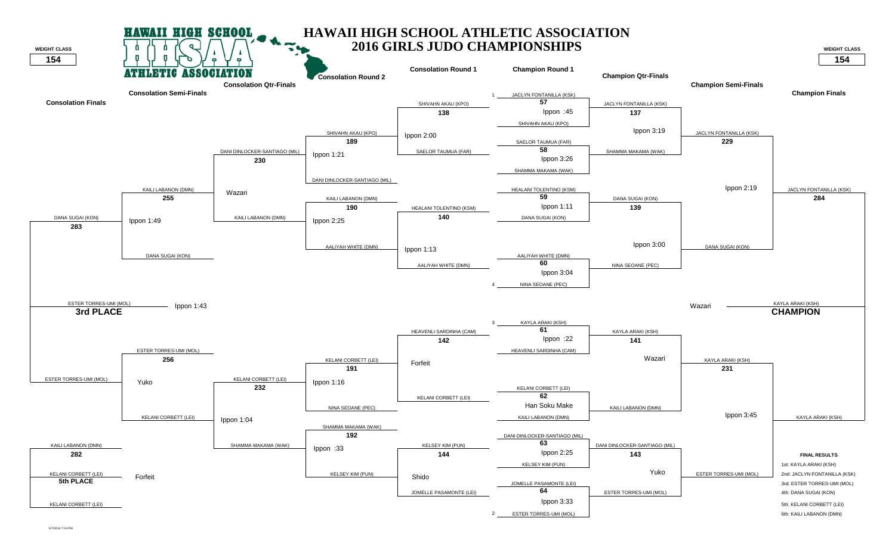# HAWAII HIGH SCHOOL ATHLETIC ASSOCIATION
## 2016 GIRLS JUDO CHAMPIONSHIPS

HAWAII HIGH SCHOOL ATHLETIC ASSOCIATION

WEIGHT CLASS **154**

### Champion Round 1

| Match | Competitor 1 | Competitor 2 | Result |
|---|---|---|---|
| 57 | JACLYN FONTANILLA (KSK) (1) | SHIVAHN AKAU (KPO) | Ippon :45 |
| 58 | SAELOR TAUMUA (FAR) | SHAMMA MAKAMA (WAK) | Ippon 3:26 |
| 59 | HEALANI TOLENTINO (KSM) | DANA SUGAI (KON) | Ippon 1:11 |
| 60 | AALIYAH WHITE (DMN) | NINA SEOANE (PEC) (4) | Ippon 3:04 |
| 61 | KAYLA ARAKI (KSH) (3) | HEAVENLI SARDINHA (CAM) | Ippon :22 |
| 62 | KELANI CORBETT (LEI) | KAILI LABANON (DMN) | Han Soku Make |
| 63 | DANI DINLOCKER-SANTIAGO (MIL) | KELSEY KIM (PUN) | Ippon 2:25 |
| 64 | JOMELLE PASAMONTE (LEI) | ESTER TORRES-UMI (MOL) (2) | Ippon 3:33 |

### Champion Qtr-Finals

| Match | Competitor 1 | Competitor 2 | Result |
|---|---|---|---|
| 137 | JACLYN FONTANILLA (KSK) | SHAMMA MAKAMA (WAK) | Ippon 3:19 |
| 139 | DANA SUGAI (KON) | NINA SEOANE (PEC) | Ippon 3:00 |
| 141 | KAYLA ARAKI (KSH) | KAILI LABANON (DMN) | Wazari |
| 143 | DANI DINLOCKER-SANTIAGO (MIL) | ESTER TORRES-UMI (MOL) | Yuko |

### Champion Semi-Finals

| Match | Competitor 1 | Competitor 2 | Result |
|---|---|---|---|
| 229 | JACLYN FONTANILLA (KSK) | DANA SUGAI (KON) | Ippon 2:19 |
| 231 | KAYLA ARAKI (KSH) | ESTER TORRES-UMI (MOL) | Ippon 3:45 |

### Champion Finals

| Match | Competitor 1 | Competitor 2 | Result |
|---|---|---|---|
| 284 | JACLYN FONTANILLA (KSK) | KAYLA ARAKI (KSH) | Wazari |

**CHAMPION:** KAYLA ARAKI (KSH)

### Consolation Round 1

| Match | Competitor 1 | Competitor 2 | Result |
|---|---|---|---|
| 138 | SHIVAHN AKAU (KPO) | SAELOR TAUMUA (FAR) | Ippon 2:00 |
| 140 | HEALANI TOLENTINO (KSM) | AALIYAH WHITE (DMN) | Ippon 1:13 |
| 142 | HEAVENLI SARDINHA (CAM) | KELANI CORBETT (LEI) | Forfeit |
| 144 | KELSEY KIM (PUN) | JOMELLE PASAMONTE (LEI) | Shido |

### Consolation Round 2

| Match | Competitor 1 | Competitor 2 | Result |
|---|---|---|---|
| 189 | SHIVAHN AKAU (KPO) | DANI DINLOCKER-SANTIAGO (MIL) | Ippon 1:21 |
| 190 | KAILI LABANON (DMN) | AALIYAH WHITE (DMN) | Ippon 2:25 |
| 191 | KELANI CORBETT (LEI) | NINA SEOANE (PEC) | Ippon 1:16 |
| 192 | SHAMMA MAKAMA (WAK) | KELSEY KIM (PUN) | Ippon :33 |

### Consolation Qtr-Finals

| Match | Competitor 1 | Competitor 2 | Result |
|---|---|---|---|
| 230 | DANI DINLOCKER-SANTIAGO (MIL) | KAILI LABANON (DMN) | Wazari |
| 232 | KELANI CORBETT (LEI) | SHAMMA MAKAMA (WAK) | Ippon 1:04 |

### Consolation Semi-Finals

| Match | Competitor 1 | Competitor 2 | Result |
|---|---|---|---|
| 255 | KAILI LABANON (DMN) | DANA SUGAI (KON) | Ippon 1:49 |
| 256 | ESTER TORRES-UMI (MOL) | KELANI CORBETT (LEI) | Yuko |

### Consolation Finals

| Match | Competitor 1 | Competitor 2 | Result |
|---|---|---|---|
| 283 | DANA SUGAI (KON) | ESTER TORRES-UMI (MOL) | Ippon 1:43 |
| 282 | KAILI LABANON (DMN) | KELANI CORBETT (LEI) | Forfeit |

**3rd PLACE:** ESTER TORRES-UMI (MOL)

**5th PLACE:** KELANI CORBETT (LEI)

### FINAL RESULTS

1st: KAYLA ARAKI (KSH)
2nd: JACLYN FONTANILLA (KSK)
3rd: ESTER TORRES-UMI (MOL)
4th: DANA SUGAI (KON)
5th: KELANI CORBETT (LEI)
6th: KAILI LABANON (DMN)

5/7/2016 7:54 PM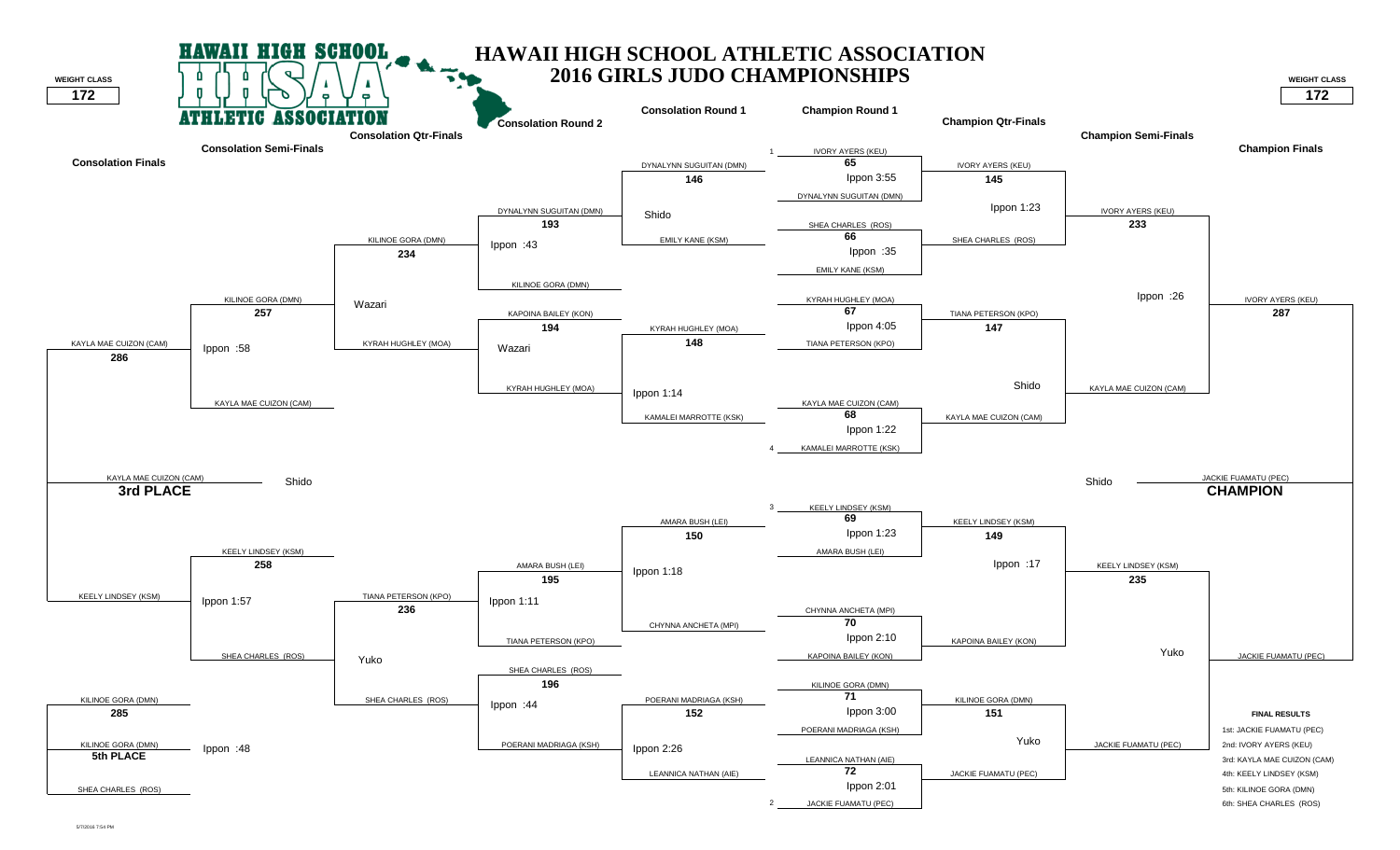# HAWAII HIGH SCHOOL ATHLETIC ASSOCIATION
## 2016 GIRLS JUDO CHAMPIONSHIPS

**WEIGHT CLASS: 172**

### Champion Round 1

| Match | Competitor 1 | Competitor 2 | Result |
|---|---|---|---|
| 65 | 1 IVORY AYERS (KEU) | DYNALYNN SUGUITAN (DMN) | Ippon 3:55 |
| 66 | SHEA CHARLES (ROS) | EMILY KANE (KSM) | Ippon :35 |
| 67 | KYRAH HUGHLEY (MOA) | TIANA PETERSON (KPO) | Ippon 4:05 |
| 68 | KAYLA MAE CUIZON (CAM) | 4 KAMALEI MARROTTE (KSK) | Ippon 1:22 |
| 69 | 3 KEELY LINDSEY (KSM) | AMARA BUSH (LEI) | Ippon 1:23 |
| 70 | CHYNNA ANCHETA (MPI) | KAPOINA BAILEY (KON) | Ippon 2:10 |
| 71 | KILINOE GORA (DMN) | POERANI MADRIAGA (KSH) | Ippon 3:00 |
| 72 | LEANNICA NATHAN (AIE) | 2 JACKIE FUAMATU (PEC) | Ippon 2:01 |

### Champion Qtr-Finals

| Match | Competitor 1 | Competitor 2 | Result |
|---|---|---|---|
| 145 | IVORY AYERS (KEU) | SHEA CHARLES (ROS) | Ippon 1:23 |
| 147 | TIANA PETERSON (KPO) | KAYLA MAE CUIZON (CAM) | Shido |
| 149 | KEELY LINDSEY (KSM) | KAPOINA BAILEY (KON) | Ippon :17 |
| 151 | KILINOE GORA (DMN) | JACKIE FUAMATU (PEC) | Yuko |

### Champion Semi-Finals

| Match | Competitor 1 | Competitor 2 | Result |
|---|---|---|---|
| 233 | IVORY AYERS (KEU) | KAYLA MAE CUIZON (CAM) | Ippon :26 |
| 235 | KEELY LINDSEY (KSM) | JACKIE FUAMATU (PEC) | Yuko |

### Champion Finals

| Match | Competitor 1 | Competitor 2 | Result |
|---|---|---|---|
| 287 | IVORY AYERS (KEU) | JACKIE FUAMATU (PEC) | Shido |

**CHAMPION:** JACKIE FUAMATU (PEC)

### Consolation Round 1

| Match | Competitor 1 | Competitor 2 | Result |
|---|---|---|---|
| 146 | DYNALYNN SUGUITAN (DMN) | EMILY KANE (KSM) | Shido |
| 148 | KYRAH HUGHLEY (MOA) | KAMALEI MARROTTE (KSK) | Ippon 1:14 |
| 150 | AMARA BUSH (LEI) | CHYNNA ANCHETA (MPI) | Ippon 1:18 |
| 152 | POERANI MADRIAGA (KSH) | LEANNICA NATHAN (AIE) | Ippon 2:26 |

### Consolation Round 2

| Match | Competitor 1 | Competitor 2 | Result |
|---|---|---|---|
| 193 | DYNALYNN SUGUITAN (DMN) | KILINOE GORA (DMN) | Ippon :43 |
| 194 | KAPOINA BAILEY (KON) | KYRAH HUGHLEY (MOA) | Wazari |
| 195 | AMARA BUSH (LEI) | TIANA PETERSON (KPO) | Ippon 1:11 |
| 196 | SHEA CHARLES (ROS) | POERANI MADRIAGA (KSH) | Ippon :44 |

### Consolation Qtr-Finals

| Match | Competitor 1 | Competitor 2 | Result |
|---|---|---|---|
| 234 | KILINOE GORA (DMN) | KYRAH HUGHLEY (MOA) | Wazari |
| 236 | TIANA PETERSON (KPO) | SHEA CHARLES (ROS) | Yuko |

### Consolation Semi-Finals

| Match | Competitor 1 | Competitor 2 | Result |
|---|---|---|---|
| 257 | KILINOE GORA (DMN) | KAYLA MAE CUIZON (CAM) | Ippon :58 |
| 258 | KEELY LINDSEY (KSM) | SHEA CHARLES (ROS) | Ippon 1:57 |

### Consolation Finals

| Match | Competitor 1 | Competitor 2 | Result |
|---|---|---|---|
| 286 | KAYLA MAE CUIZON (CAM) | KEELY LINDSEY (KSM) | Shido |
| 285 | KILINOE GORA (DMN) | SHEA CHARLES (ROS) | Ippon :48 |

**3rd PLACE:** KAYLA MAE CUIZON (CAM)

**5th PLACE:** KILINOE GORA (DMN)

### FINAL RESULTS

1st: JACKIE FUAMATU (PEC)
2nd: IVORY AYERS (KEU)
3rd: KAYLA MAE CUIZON (CAM)
4th: KEELY LINDSEY (KSM)
5th: KILINOE GORA (DMN)
6th: SHEA CHARLES (ROS)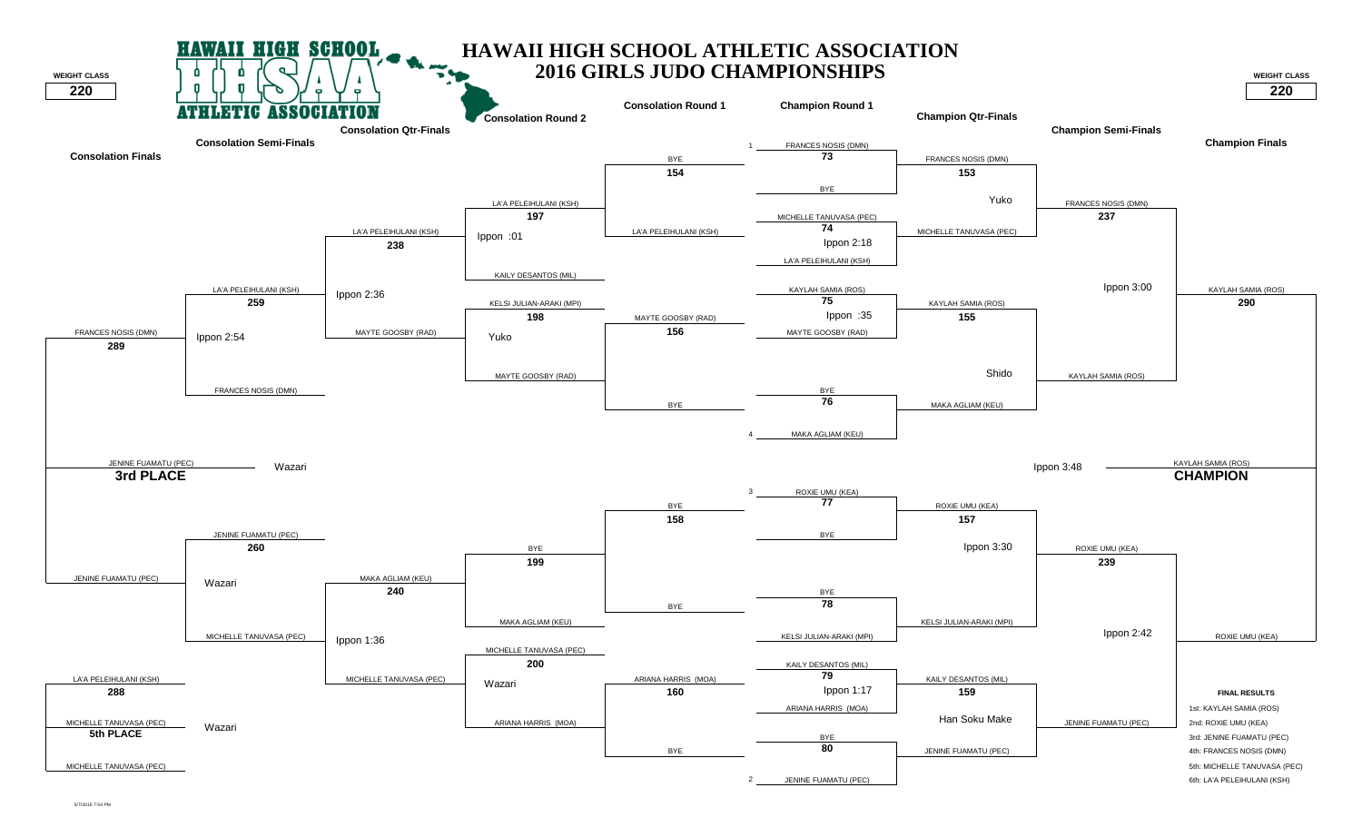# HAWAII HIGH SCHOOL ATHLETIC ASSOCIATION
## 2016 GIRLS JUDO CHAMPIONSHIPS

WEIGHT CLASS **220**

### Champion Round 1

- 1 FRANCES NOSIS (DMN) — 73 — BYE
- MICHELLE TANUVASA (PEC) — 74 — LA'A PELEIHULANI (KSH) — Ippon 2:18
- KAYLAH SAMIA (ROS) — 75 — MAYTE GOOSBY (RAD) — Ippon :35
- BYE — 76 — 4 MAKA AGLIAM (KEU)
- 3 ROXIE UMU (KEA) — 77 — BYE
- BYE — 78 — KELSI JULIAN-ARAKI (MPI)
- KAILY DESANTOS (MIL) — 79 — ARIANA HARRIS (MOA) — Ippon 1:17
- BYE — 80 — 2 JENINE FUAMATU (PEC)

### Champion Qtr-Finals

- FRANCES NOSIS (DMN) — 153 — MICHELLE TANUVASA (PEC) — Yuko
- KAYLAH SAMIA (ROS) — 155 — MAKA AGLIAM (KEU) — Shido
- ROXIE UMU (KEA) — 157 — KELSI JULIAN-ARAKI (MPI) — Ippon 3:30
- KAILY DESANTOS (MIL) — 159 — JENINE FUAMATU (PEC) — Han Soku Make

### Champion Semi-Finals

- FRANCES NOSIS (DMN) — 237 — KAYLAH SAMIA (ROS) — Ippon 3:00
- ROXIE UMU (KEA) — 239 — JENINE FUAMATU (PEC) — Ippon 2:42

### Champion Finals

- KAYLAH SAMIA (ROS) — 290 — ROXIE UMU (KEA) — Ippon 3:48
- **CHAMPION**: KAYLAH SAMIA (ROS)

### Consolation Round 1

- BYE — 154 — LA'A PELEIHULANI (KSH)
- MAYTE GOOSBY (RAD) — 156 — BYE
- BYE — 158 — BYE
- ARIANA HARRIS (MOA) — 160 — BYE

### Consolation Round 2

- LA'A PELEIHULANI (KSH) — 197 — KAILY DESANTOS (MIL) — Ippon :01
- KELSI JULIAN-ARAKI (MPI) — 198 — MAYTE GOOSBY (RAD) — Yuko
- BYE — 199 — MAKA AGLIAM (KEU)
- MICHELLE TANUVASA (PEC) — 200 — ARIANA HARRIS (MOA) — Wazari

### Consolation Qtr-Finals

- LA'A PELEIHULANI (KSH) — 238 — MAYTE GOOSBY (RAD) — Ippon 2:36
- MAKA AGLIAM (KEU) — 240 — MICHELLE TANUVASA (PEC) — Ippon 1:36

### Consolation Semi-Finals

- LA'A PELEIHULANI (KSH) — 259 — FRANCES NOSIS (DMN) — Ippon 2:54
- JENINE FUAMATU (PEC) — 260 — MICHELLE TANUVASA (PEC) — Wazari

### Consolation Finals

- FRANCES NOSIS (DMN) — 289 — JENINE FUAMATU (PEC) — Wazari
- **3rd PLACE**: JENINE FUAMATU (PEC)
- LA'A PELEIHULANI (KSH) — 288 — MICHELLE TANUVASA (PEC) — Wazari
- **5th PLACE**: MICHELLE TANUVASA (PEC)

### FINAL RESULTS

1st: KAYLAH SAMIA (ROS)
2nd: ROXIE UMU (KEA)
3rd: JENINE FUAMATU (PEC)
4th: FRANCES NOSIS (DMN)
5th: MICHELLE TANUVASA (PEC)
6th: LA'A PELEIHULANI (KSH)

5/7/2016 7:54 PM